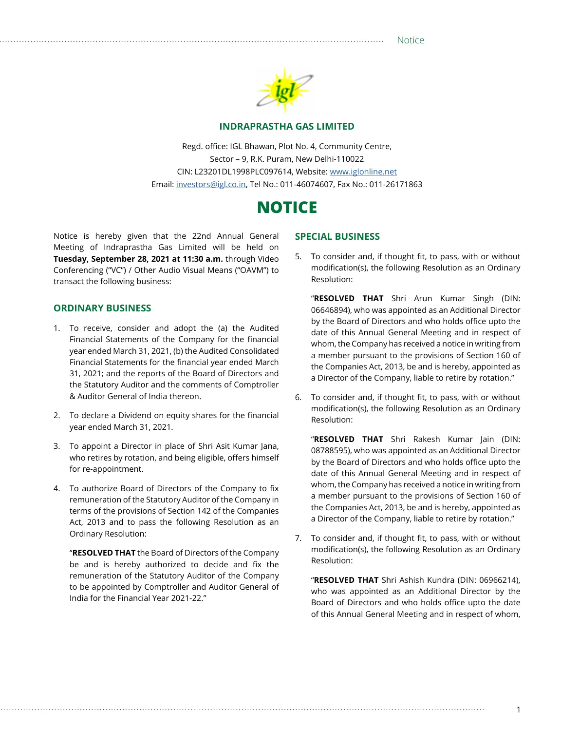# INDRAPRASTHA GAS LIMITED

Regd. office: IGL Bhawan, Plot No. 4, Community Centre,
Sector – 9, R.K. Puram, New Delhi-110022
CIN: L23201DL1998PLC097614, Website: www.iglonline.net
Email: investors@igl.co.in, Tel No.: 011-46074607, Fax No.: 011-26171863

# NOTICE

Notice is hereby given that the 22nd Annual General Meeting of Indraprastha Gas Limited will be held on **Tuesday, September 28, 2021 at 11:30 a.m.** through Video Conferencing ("VC") / Other Audio Visual Means ("OAVM") to transact the following business:

## ORDINARY BUSINESS

1. To receive, consider and adopt the (a) the Audited Financial Statements of the Company for the financial year ended March 31, 2021, (b) the Audited Consolidated Financial Statements for the financial year ended March 31, 2021; and the reports of the Board of Directors and the Statutory Auditor and the comments of Comptroller & Auditor General of India thereon.

2. To declare a Dividend on equity shares for the financial year ended March 31, 2021.

3. To appoint a Director in place of Shri Asit Kumar Jana, who retires by rotation, and being eligible, offers himself for re-appointment.

4. To authorize Board of Directors of the Company to fix remuneration of the Statutory Auditor of the Company in terms of the provisions of Section 142 of the Companies Act, 2013 and to pass the following Resolution as an Ordinary Resolution:

   "**RESOLVED THAT** the Board of Directors of the Company be and is hereby authorized to decide and fix the remuneration of the Statutory Auditor of the Company to be appointed by Comptroller and Auditor General of India for the Financial Year 2021-22."

## SPECIAL BUSINESS

5. To consider and, if thought fit, to pass, with or without modification(s), the following Resolution as an Ordinary Resolution:

   "**RESOLVED THAT** Shri Arun Kumar Singh (DIN: 06646894), who was appointed as an Additional Director by the Board of Directors and who holds office upto the date of this Annual General Meeting and in respect of whom, the Company has received a notice in writing from a member pursuant to the provisions of Section 160 of the Companies Act, 2013, be and is hereby, appointed as a Director of the Company, liable to retire by rotation."

6. To consider and, if thought fit, to pass, with or without modification(s), the following Resolution as an Ordinary Resolution:

   "**RESOLVED THAT** Shri Rakesh Kumar Jain (DIN: 08788595), who was appointed as an Additional Director by the Board of Directors and who holds office upto the date of this Annual General Meeting and in respect of whom, the Company has received a notice in writing from a member pursuant to the provisions of Section 160 of the Companies Act, 2013, be and is hereby, appointed as a Director of the Company, liable to retire by rotation."

7. To consider and, if thought fit, to pass, with or without modification(s), the following Resolution as an Ordinary Resolution:

   "**RESOLVED THAT** Shri Ashish Kundra (DIN: 06966214), who was appointed as an Additional Director by the Board of Directors and who holds office upto the date of this Annual General Meeting and in respect of whom,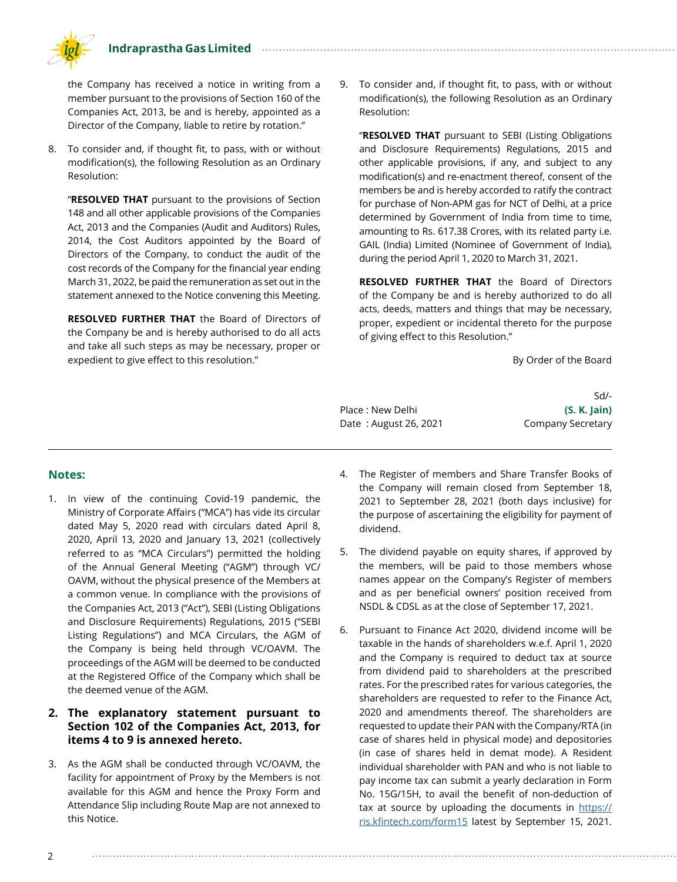the Company has received a notice in writing from a member pursuant to the provisions of Section 160 of the Companies Act, 2013, be and is hereby, appointed as a Director of the Company, liable to retire by rotation."

8. To consider and, if thought fit, to pass, with or without modification(s), the following Resolution as an Ordinary Resolution:

   "**RESOLVED THAT** pursuant to the provisions of Section 148 and all other applicable provisions of the Companies Act, 2013 and the Companies (Audit and Auditors) Rules, 2014, the Cost Auditors appointed by the Board of Directors of the Company, to conduct the audit of the cost records of the Company for the financial year ending March 31, 2022, be paid the remuneration as set out in the statement annexed to the Notice convening this Meeting.

   **RESOLVED FURTHER THAT** the Board of Directors of the Company be and is hereby authorised to do all acts and take all such steps as may be necessary, proper or expedient to give effect to this resolution."

9. To consider and, if thought fit, to pass, with or without modification(s), the following Resolution as an Ordinary Resolution:

   "**RESOLVED THAT** pursuant to SEBI (Listing Obligations and Disclosure Requirements) Regulations, 2015 and other applicable provisions, if any, and subject to any modification(s) and re-enactment thereof, consent of the members be and is hereby accorded to ratify the contract for purchase of Non-APM gas for NCT of Delhi, at a price determined by Government of India from time to time, amounting to Rs. 617.38 Crores, with its related party i.e. GAIL (India) Limited (Nominee of Government of India), during the period April 1, 2020 to March 31, 2021.

   **RESOLVED FURTHER THAT** the Board of Directors of the Company be and is hereby authorized to do all acts, deeds, matters and things that may be necessary, proper, expedient or incidental thereto for the purpose of giving effect to this Resolution."

By Order of the Board

Sd/-
**(S. K. Jain)**
Company Secretary

Place : New Delhi
Date : August 26, 2021

## Notes:

1. In view of the continuing Covid-19 pandemic, the Ministry of Corporate Affairs ("MCA") has vide its circular dated May 5, 2020 read with circulars dated April 8, 2020, April 13, 2020 and January 13, 2021 (collectively referred to as "MCA Circulars") permitted the holding of the Annual General Meeting ("AGM") through VC/ OAVM, without the physical presence of the Members at a common venue. In compliance with the provisions of the Companies Act, 2013 ("Act"), SEBI (Listing Obligations and Disclosure Requirements) Regulations, 2015 ("SEBI Listing Regulations") and MCA Circulars, the AGM of the Company is being held through VC/OAVM. The proceedings of the AGM will be deemed to be conducted at the Registered Office of the Company which shall be the deemed venue of the AGM.

2. **The explanatory statement pursuant to Section 102 of the Companies Act, 2013, for items 4 to 9 is annexed hereto.**

3. As the AGM shall be conducted through VC/OAVM, the facility for appointment of Proxy by the Members is not available for this AGM and hence the Proxy Form and Attendance Slip including Route Map are not annexed to this Notice.

4. The Register of members and Share Transfer Books of the Company will remain closed from September 18, 2021 to September 28, 2021 (both days inclusive) for the purpose of ascertaining the eligibility for payment of dividend.

5. The dividend payable on equity shares, if approved by the members, will be paid to those members whose names appear on the Company's Register of members and as per beneficial owners' position received from NSDL & CDSL as at the close of September 17, 2021.

6. Pursuant to Finance Act 2020, dividend income will be taxable in the hands of shareholders w.e.f. April 1, 2020 and the Company is required to deduct tax at source from dividend paid to shareholders at the prescribed rates. For the prescribed rates for various categories, the shareholders are requested to refer to the Finance Act, 2020 and amendments thereof. The shareholders are requested to update their PAN with the Company/RTA (in case of shares held in physical mode) and depositories (in case of shares held in demat mode). A Resident individual shareholder with PAN and who is not liable to pay income tax can submit a yearly declaration in Form No. 15G/15H, to avail the benefit of non-deduction of tax at source by uploading the documents in https://ris.kfintech.com/form15 latest by September 15, 2021.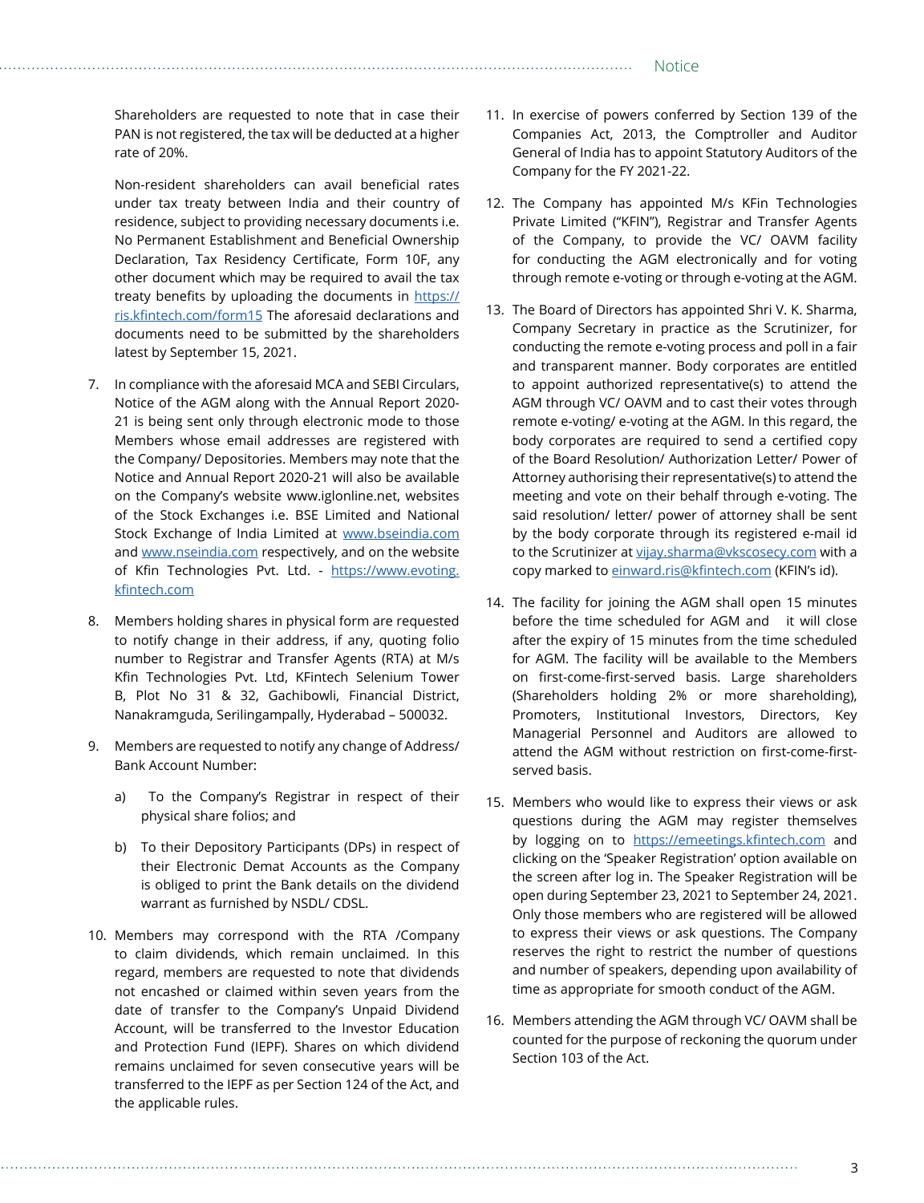Shareholders are requested to note that in case their PAN is not registered, the tax will be deducted at a higher rate of 20%.

Non-resident shareholders can avail beneficial rates under tax treaty between India and their country of residence, subject to providing necessary documents i.e. No Permanent Establishment and Beneficial Ownership Declaration, Tax Residency Certificate, Form 10F, any other document which may be required to avail the tax treaty benefits by uploading the documents in https://ris.kfintech.com/form15 The aforesaid declarations and documents need to be submitted by the shareholders latest by September 15, 2021.

7. In compliance with the aforesaid MCA and SEBI Circulars, Notice of the AGM along with the Annual Report 2020-21 is being sent only through electronic mode to those Members whose email addresses are registered with the Company/ Depositories. Members may note that the Notice and Annual Report 2020-21 will also be available on the Company's website www.iglonline.net, websites of the Stock Exchanges i.e. BSE Limited and National Stock Exchange of India Limited at www.bseindia.com and www.nseindia.com respectively, and on the website of Kfin Technologies Pvt. Ltd. - https://www.evoting.kfintech.com

8. Members holding shares in physical form are requested to notify change in their address, if any, quoting folio number to Registrar and Transfer Agents (RTA) at M/s Kfin Technologies Pvt. Ltd, KFintech Selenium Tower B, Plot No 31 & 32, Gachibowli, Financial District, Nanakramguda, Serilingampally, Hyderabad – 500032.

9. Members are requested to notify any change of Address/ Bank Account Number:

   a) To the Company's Registrar in respect of their physical share folios; and

   b) To their Depository Participants (DPs) in respect of their Electronic Demat Accounts as the Company is obliged to print the Bank details on the dividend warrant as furnished by NSDL/ CDSL.

10. Members may correspond with the RTA /Company to claim dividends, which remain unclaimed. In this regard, members are requested to note that dividends not encashed or claimed within seven years from the date of transfer to the Company's Unpaid Dividend Account, will be transferred to the Investor Education and Protection Fund (IEPF). Shares on which dividend remains unclaimed for seven consecutive years will be transferred to the IEPF as per Section 124 of the Act, and the applicable rules.

11. In exercise of powers conferred by Section 139 of the Companies Act, 2013, the Comptroller and Auditor General of India has to appoint Statutory Auditors of the Company for the FY 2021-22.

12. The Company has appointed M/s KFin Technologies Private Limited ("KFIN"), Registrar and Transfer Agents of the Company, to provide the VC/ OAVM facility for conducting the AGM electronically and for voting through remote e-voting or through e-voting at the AGM.

13. The Board of Directors has appointed Shri V. K. Sharma, Company Secretary in practice as the Scrutinizer, for conducting the remote e-voting process and poll in a fair and transparent manner. Body corporates are entitled to appoint authorized representative(s) to attend the AGM through VC/ OAVM and to cast their votes through remote e-voting/ e-voting at the AGM. In this regard, the body corporates are required to send a certified copy of the Board Resolution/ Authorization Letter/ Power of Attorney authorising their representative(s) to attend the meeting and vote on their behalf through e-voting. The said resolution/ letter/ power of attorney shall be sent by the body corporate through its registered e-mail id to the Scrutinizer at vijay.sharma@vkscosecy.com with a copy marked to einward.ris@kfintech.com (KFIN's id).

14. The facility for joining the AGM shall open 15 minutes before the time scheduled for AGM and it will close after the expiry of 15 minutes from the time scheduled for AGM. The facility will be available to the Members on first-come-first-served basis. Large shareholders (Shareholders holding 2% or more shareholding), Promoters, Institutional Investors, Directors, Key Managerial Personnel and Auditors are allowed to attend the AGM without restriction on first-come-first-served basis.

15. Members who would like to express their views or ask questions during the AGM may register themselves by logging on to https://emeetings.kfintech.com and clicking on the 'Speaker Registration' option available on the screen after log in. The Speaker Registration will be open during September 23, 2021 to September 24, 2021. Only those members who are registered will be allowed to express their views or ask questions. The Company reserves the right to restrict the number of questions and number of speakers, depending upon availability of time as appropriate for smooth conduct of the AGM.

16. Members attending the AGM through VC/ OAVM shall be counted for the purpose of reckoning the quorum under Section 103 of the Act.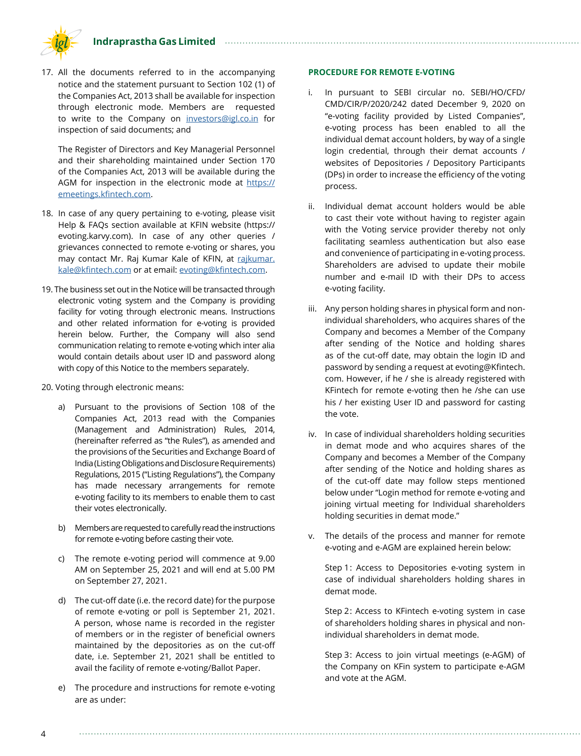17. All the documents referred to in the accompanying notice and the statement pursuant to Section 102 (1) of the Companies Act, 2013 shall be available for inspection through electronic mode. Members are requested to write to the Company on investors@igl.co.in for inspection of said documents; and

    The Register of Directors and Key Managerial Personnel and their shareholding maintained under Section 170 of the Companies Act, 2013 will be available during the AGM for inspection in the electronic mode at https://emeetings.kfintech.com.

18. In case of any query pertaining to e-voting, please visit Help & FAQs section available at KFIN website (https://evoting.karvy.com). In case of any other queries / grievances connected to remote e-voting or shares, you may contact Mr. Raj Kumar Kale of KFIN, at rajkumar.kale@kfintech.com or at email: evoting@kfintech.com.

19. The business set out in the Notice will be transacted through electronic voting system and the Company is providing facility for voting through electronic means. Instructions and other related information for e-voting is provided herein below. Further, the Company will also send communication relating to remote e-voting which inter alia would contain details about user ID and password along with copy of this Notice to the members separately.

20. Voting through electronic means:

    a) Pursuant to the provisions of Section 108 of the Companies Act, 2013 read with the Companies (Management and Administration) Rules, 2014, (hereinafter referred as "the Rules"), as amended and the provisions of the Securities and Exchange Board of India (Listing Obligations and Disclosure Requirements) Regulations, 2015 ("Listing Regulations"), the Company has made necessary arrangements for remote e-voting facility to its members to enable them to cast their votes electronically.

    b) Members are requested to carefully read the instructions for remote e-voting before casting their vote.

    c) The remote e-voting period will commence at 9.00 AM on September 25, 2021 and will end at 5.00 PM on September 27, 2021.

    d) The cut-off date (i.e. the record date) for the purpose of remote e-voting or poll is September 21, 2021. A person, whose name is recorded in the register of members or in the register of beneficial owners maintained by the depositories as on the cut-off date, i.e. September 21, 2021 shall be entitled to avail the facility of remote e-voting/Ballot Paper.

    e) The procedure and instructions for remote e-voting are as under:

**PROCEDURE FOR REMOTE E-VOTING**

i. In pursuant to SEBI circular no. SEBI/HO/CFD/CMD/CIR/P/2020/242 dated December 9, 2020 on "e-voting facility provided by Listed Companies", e-voting process has been enabled to all the individual demat account holders, by way of a single login credential, through their demat accounts / websites of Depositories / Depository Participants (DPs) in order to increase the efficiency of the voting process.

ii. Individual demat account holders would be able to cast their vote without having to register again with the Voting service provider thereby not only facilitating seamless authentication but also ease and convenience of participating in e-voting process. Shareholders are advised to update their mobile number and e-mail ID with their DPs to access e-voting facility.

iii. Any person holding shares in physical form and non-individual shareholders, who acquires shares of the Company and becomes a Member of the Company after sending of the Notice and holding shares as of the cut-off date, may obtain the login ID and password by sending a request at evoting@Kfintech.com. However, if he / she is already registered with KFintech for remote e-voting then he /she can use his / her existing User ID and password for casting the vote.

iv. In case of individual shareholders holding securities in demat mode and who acquires shares of the Company and becomes a Member of the Company after sending of the Notice and holding shares as of the cut-off date may follow steps mentioned below under "Login method for remote e-voting and joining virtual meeting for Individual shareholders holding securities in demat mode."

v. The details of the process and manner for remote e-voting and e-AGM are explained herein below:

   Step 1: Access to Depositories e-voting system in case of individual shareholders holding shares in demat mode.

   Step 2: Access to KFintech e-voting system in case of shareholders holding shares in physical and non-individual shareholders in demat mode.

   Step 3: Access to join virtual meetings (e-AGM) of the Company on KFin system to participate e-AGM and vote at the AGM.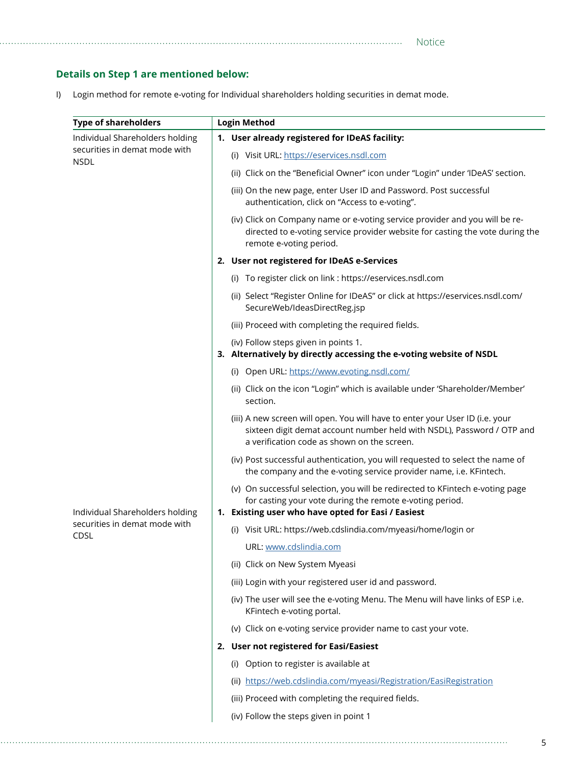## Details on Step 1 are mentioned below:

I) Login method for remote e-voting for Individual shareholders holding securities in demat mode.

| Type of shareholders | Login Method |
|---|---|
| Individual Shareholders holding securities in demat mode with NSDL | **1. User already registered for IDeAS facility:**<br>(i) Visit URL: https://eservices.nsdl.com<br>(ii) Click on the "Beneficial Owner" icon under "Login" under 'IDeAS' section.<br>(iii) On the new page, enter User ID and Password. Post successful authentication, click on "Access to e-voting".<br>(iv) Click on Company name or e-voting service provider and you will be re-directed to e-voting service provider website for casting the vote during the remote e-voting period.<br>**2. User not registered for IDeAS e-Services**<br>(i) To register click on link : https://eservices.nsdl.com<br>(ii) Select "Register Online for IDeAS" or click at https://eservices.nsdl.com/SecureWeb/IdeasDirectReg.jsp<br>(iii) Proceed with completing the required fields.<br>(iv) Follow steps given in points 1.<br>**3. Alternatively by directly accessing the e-voting website of NSDL**<br>(i) Open URL: https://www.evoting.nsdl.com/<br>(ii) Click on the icon "Login" which is available under 'Shareholder/Member' section.<br>(iii) A new screen will open. You will have to enter your User ID (i.e. your sixteen digit demat account number held with NSDL), Password / OTP and a verification code as shown on the screen.<br>(iv) Post successful authentication, you will requested to select the name of the company and the e-voting service provider name, i.e. KFintech.<br>(v) On successful selection, you will be redirected to KFintech e-voting page for casting your vote during the remote e-voting period. |
| Individual Shareholders holding securities in demat mode with CDSL | **1. Existing user who have opted for Easi / Easiest**<br>(i) Visit URL: https://web.cdslindia.com/myeasi/home/login or<br>URL: www.cdslindia.com<br>(ii) Click on New System Myeasi<br>(iii) Login with your registered user id and password.<br>(iv) The user will see the e-voting Menu. The Menu will have links of ESP i.e. KFintech e-voting portal.<br>(v) Click on e-voting service provider name to cast your vote.<br>**2. User not registered for Easi/Easiest**<br>(i) Option to register is available at<br>(ii) https://web.cdslindia.com/myeasi/Registration/EasiRegistration<br>(iii) Proceed with completing the required fields.<br>(iv) Follow the steps given in point 1 |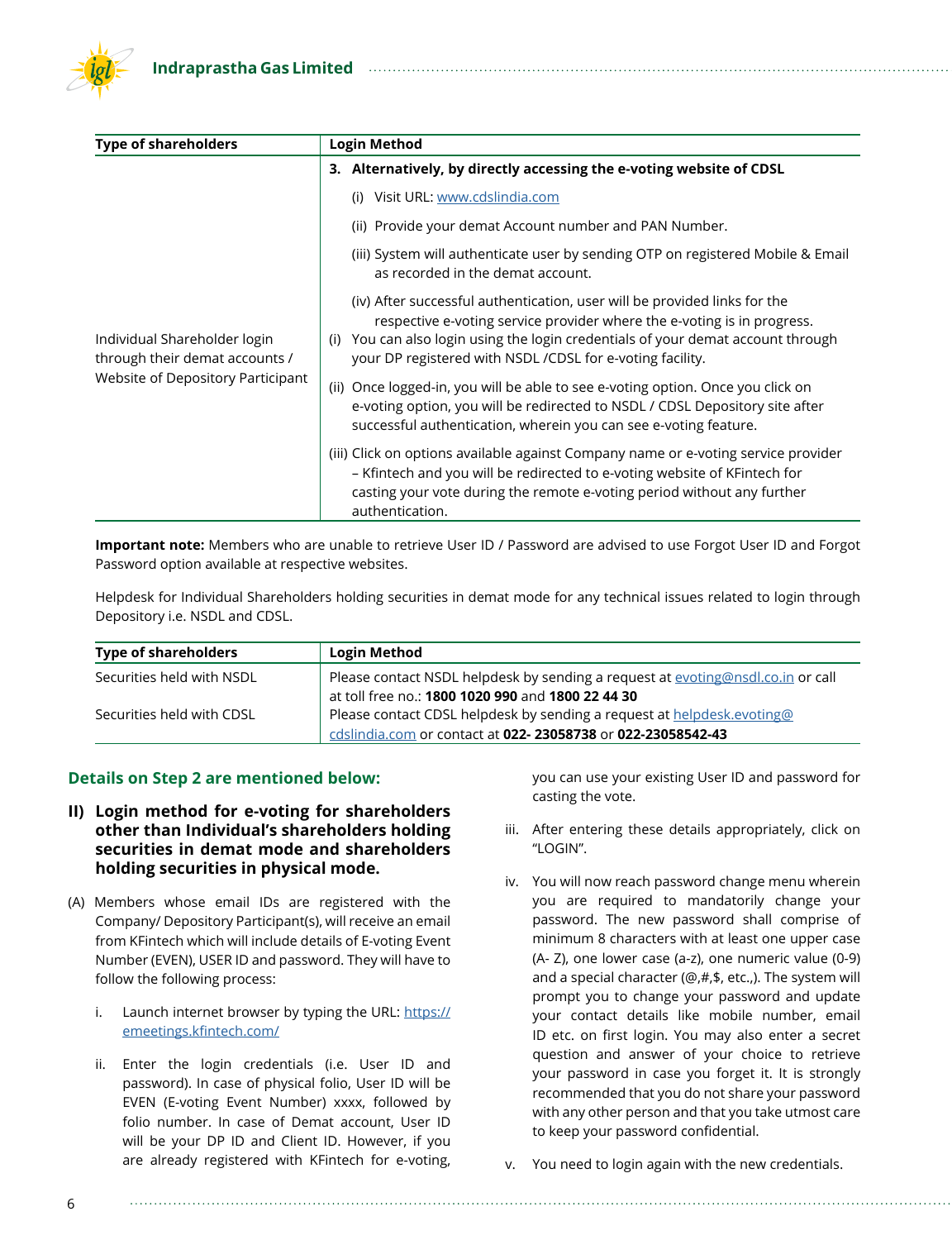| Type of shareholders | Login Method |
|---|---|
| Individual Shareholder login through their demat accounts / Website of Depository Participant | **3. Alternatively, by directly accessing the e-voting website of CDSL**<br>(i) Visit URL: www.cdslindia.com<br>(ii) Provide your demat Account number and PAN Number.<br>(iii) System will authenticate user by sending OTP on registered Mobile & Email as recorded in the demat account.<br>(iv) After successful authentication, user will be provided links for the respective e-voting service provider where the e-voting is in progress.<br>(i) You can also login using the login credentials of your demat account through your DP registered with NSDL /CDSL for e-voting facility.<br>(ii) Once logged-in, you will be able to see e-voting option. Once you click on e-voting option, you will be redirected to NSDL / CDSL Depository site after successful authentication, wherein you can see e-voting feature.<br>(iii) Click on options available against Company name or e-voting service provider – Kfintech and you will be redirected to e-voting website of KFintech for casting your vote during the remote e-voting period without any further authentication. |

**Important note:** Members who are unable to retrieve User ID / Password are advised to use Forgot User ID and Forgot Password option available at respective websites.

Helpdesk for Individual Shareholders holding securities in demat mode for any technical issues related to login through Depository i.e. NSDL and CDSL.

| Type of shareholders | Login Method |
|---|---|
| Securities held with NSDL | Please contact NSDL helpdesk by sending a request at evoting@nsdl.co.in or call at toll free no.: **1800 1020 990** and **1800 22 44 30** |
| Securities held with CDSL | Please contact CDSL helpdesk by sending a request at helpdesk.evoting@cdslindia.com or contact at **022- 23058738** or **022-23058542-43** |

## Details on Step 2 are mentioned below:

### II) Login method for e-voting for shareholders other than Individual's shareholders holding securities in demat mode and shareholders holding securities in physical mode.

(A) Members whose email IDs are registered with the Company/ Depository Participant(s), will receive an email from KFintech which will include details of E-voting Event Number (EVEN), USER ID and password. They will have to follow the following process:

i. Launch internet browser by typing the URL: https://emeetings.kfintech.com/

ii. Enter the login credentials (i.e. User ID and password). In case of physical folio, User ID will be EVEN (E-voting Event Number) xxxx, followed by folio number. In case of Demat account, User ID will be your DP ID and Client ID. However, if you are already registered with KFintech for e-voting, you can use your existing User ID and password for casting the vote.

iii. After entering these details appropriately, click on "LOGIN".

iv. You will now reach password change menu wherein you are required to mandatorily change your password. The new password shall comprise of minimum 8 characters with at least one upper case (A- Z), one lower case (a-z), one numeric value (0-9) and a special character (@,#,$, etc.,). The system will prompt you to change your password and update your contact details like mobile number, email ID etc. on first login. You may also enter a secret question and answer of your choice to retrieve your password in case you forget it. It is strongly recommended that you do not share your password with any other person and that you take utmost care to keep your password confidential.

v. You need to login again with the new credentials.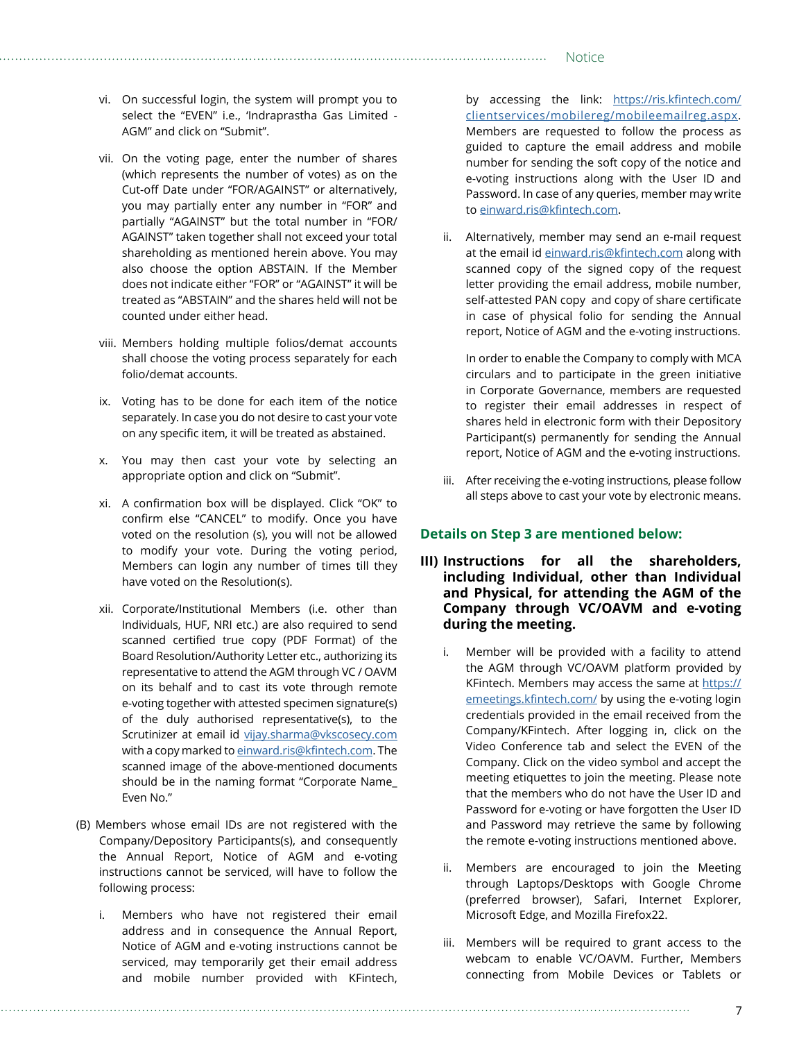vi. On successful login, the system will prompt you to select the "EVEN" i.e., 'Indraprastha Gas Limited - AGM" and click on "Submit".

vii. On the voting page, enter the number of shares (which represents the number of votes) as on the Cut-off Date under "FOR/AGAINST" or alternatively, you may partially enter any number in "FOR" and partially "AGAINST" but the total number in "FOR/AGAINST" taken together shall not exceed your total shareholding as mentioned herein above. You may also choose the option ABSTAIN. If the Member does not indicate either "FOR" or "AGAINST" it will be treated as "ABSTAIN" and the shares held will not be counted under either head.

viii. Members holding multiple folios/demat accounts shall choose the voting process separately for each folio/demat accounts.

ix. Voting has to be done for each item of the notice separately. In case you do not desire to cast your vote on any specific item, it will be treated as abstained.

x. You may then cast your vote by selecting an appropriate option and click on "Submit".

xi. A confirmation box will be displayed. Click "OK" to confirm else "CANCEL" to modify. Once you have voted on the resolution (s), you will not be allowed to modify your vote. During the voting period, Members can login any number of times till they have voted on the Resolution(s).

xii. Corporate/Institutional Members (i.e. other than Individuals, HUF, NRI etc.) are also required to send scanned certified true copy (PDF Format) of the Board Resolution/Authority Letter etc., authorizing its representative to attend the AGM through VC / OAVM on its behalf and to cast its vote through remote e-voting together with attested specimen signature(s) of the duly authorised representative(s), to the Scrutinizer at email id vijay.sharma@vkscosecy.com with a copy marked to einward.ris@kfintech.com. The scanned image of the above-mentioned documents should be in the naming format "Corporate Name_ Even No."

(B) Members whose email IDs are not registered with the Company/Depository Participants(s), and consequently the Annual Report, Notice of AGM and e-voting instructions cannot be serviced, will have to follow the following process:

i. Members who have not registered their email address and in consequence the Annual Report, Notice of AGM and e-voting instructions cannot be serviced, may temporarily get their email address and mobile number provided with KFintech, by accessing the link: https://ris.kfintech.com/clientservices/mobilereg/mobileemailreg.aspx. Members are requested to follow the process as guided to capture the email address and mobile number for sending the soft copy of the notice and e-voting instructions along with the User ID and Password. In case of any queries, member may write to einward.ris@kfintech.com.

ii. Alternatively, member may send an e-mail request at the email id einward.ris@kfintech.com along with scanned copy of the signed copy of the request letter providing the email address, mobile number, self-attested PAN copy and copy of share certificate in case of physical folio for sending the Annual report, Notice of AGM and the e-voting instructions.

In order to enable the Company to comply with MCA circulars and to participate in the green initiative in Corporate Governance, members are requested to register their email addresses in respect of shares held in electronic form with their Depository Participant(s) permanently for sending the Annual report, Notice of AGM and the e-voting instructions.

iii. After receiving the e-voting instructions, please follow all steps above to cast your vote by electronic means.

## Details on Step 3 are mentioned below:

### III) Instructions for all the shareholders, including Individual, other than Individual and Physical, for attending the AGM of the Company through VC/OAVM and e-voting during the meeting.

i. Member will be provided with a facility to attend the AGM through VC/OAVM platform provided by KFintech. Members may access the same at https://emeetings.kfintech.com/ by using the e-voting login credentials provided in the email received from the Company/KFintech. After logging in, click on the Video Conference tab and select the EVEN of the Company. Click on the video symbol and accept the meeting etiquettes to join the meeting. Please note that the members who do not have the User ID and Password for e-voting or have forgotten the User ID and Password may retrieve the same by following the remote e-voting instructions mentioned above.

ii. Members are encouraged to join the Meeting through Laptops/Desktops with Google Chrome (preferred browser), Safari, Internet Explorer, Microsoft Edge, and Mozilla Firefox22.

iii. Members will be required to grant access to the webcam to enable VC/OAVM. Further, Members connecting from Mobile Devices or Tablets or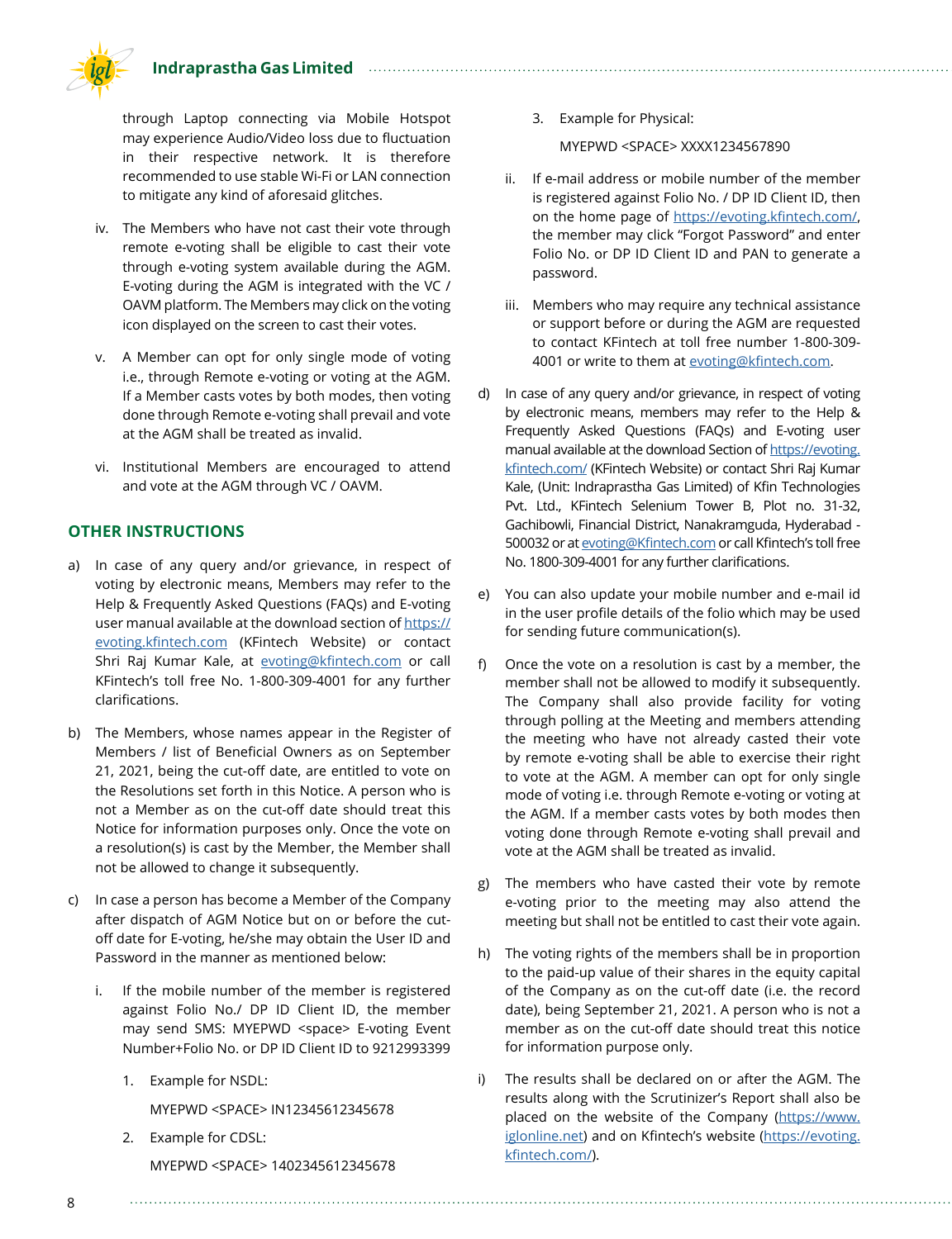through Laptop connecting via Mobile Hotspot may experience Audio/Video loss due to fluctuation in their respective network. It is therefore recommended to use stable Wi-Fi or LAN connection to mitigate any kind of aforesaid glitches.

iv. The Members who have not cast their vote through remote e-voting shall be eligible to cast their vote through e-voting system available during the AGM. E-voting during the AGM is integrated with the VC / OAVM platform. The Members may click on the voting icon displayed on the screen to cast their votes.

v. A Member can opt for only single mode of voting i.e., through Remote e-voting or voting at the AGM. If a Member casts votes by both modes, then voting done through Remote e-voting shall prevail and vote at the AGM shall be treated as invalid.

vi. Institutional Members are encouraged to attend and vote at the AGM through VC / OAVM.

## OTHER INSTRUCTIONS

a) In case of any query and/or grievance, in respect of voting by electronic means, Members may refer to the Help & Frequently Asked Questions (FAQs) and E-voting user manual available at the download section of https://evoting.kfintech.com (KFintech Website) or contact Shri Raj Kumar Kale, at evoting@kfintech.com or call KFintech's toll free No. 1-800-309-4001 for any further clarifications.

b) The Members, whose names appear in the Register of Members / list of Beneficial Owners as on September 21, 2021, being the cut-off date, are entitled to vote on the Resolutions set forth in this Notice. A person who is not a Member as on the cut-off date should treat this Notice for information purposes only. Once the vote on a resolution(s) is cast by the Member, the Member shall not be allowed to change it subsequently.

c) In case a person has become a Member of the Company after dispatch of AGM Notice but on or before the cut-off date for E-voting, he/she may obtain the User ID and Password in the manner as mentioned below:

   i. If the mobile number of the member is registered against Folio No./ DP ID Client ID, the member may send SMS: MYEPWD <space> E-voting Event Number+Folio No. or DP ID Client ID to 9212993399

      1. Example for NSDL:

         MYEPWD <SPACE> IN12345612345678

      2. Example for CDSL:

         MYEPWD <SPACE> 1402345612345678

      3. Example for Physical:

         MYEPWD <SPACE> XXXX1234567890

   ii. If e-mail address or mobile number of the member is registered against Folio No. / DP ID Client ID, then on the home page of https://evoting.kfintech.com/, the member may click "Forgot Password" and enter Folio No. or DP ID Client ID and PAN to generate a password.

   iii. Members who may require any technical assistance or support before or during the AGM are requested to contact KFintech at toll free number 1-800-309-4001 or write to them at evoting@kfintech.com.

d) In case of any query and/or grievance, in respect of voting by electronic means, members may refer to the Help & Frequently Asked Questions (FAQs) and E-voting user manual available at the download Section of https://evoting.kfintech.com/ (KFintech Website) or contact Shri Raj Kumar Kale, (Unit: Indraprastha Gas Limited) of Kfin Technologies Pvt. Ltd., KFintech Selenium Tower B, Plot no. 31-32, Gachibowli, Financial District, Nanakramguda, Hyderabad - 500032 or at evoting@Kfintech.com or call Kfintech's toll free No. 1800-309-4001 for any further clarifications.

e) You can also update your mobile number and e-mail id in the user profile details of the folio which may be used for sending future communication(s).

f) Once the vote on a resolution is cast by a member, the member shall not be allowed to modify it subsequently. The Company shall also provide facility for voting through polling at the Meeting and members attending the meeting who have not already casted their vote by remote e-voting shall be able to exercise their right to vote at the AGM. A member can opt for only single mode of voting i.e. through Remote e-voting or voting at the AGM. If a member casts votes by both modes then voting done through Remote e-voting shall prevail and vote at the AGM shall be treated as invalid.

g) The members who have casted their vote by remote e-voting prior to the meeting may also attend the meeting but shall not be entitled to cast their vote again.

h) The voting rights of the members shall be in proportion to the paid-up value of their shares in the equity capital of the Company as on the cut-off date (i.e. the record date), being September 21, 2021. A person who is not a member as on the cut-off date should treat this notice for information purpose only.

i) The results shall be declared on or after the AGM. The results along with the Scrutinizer's Report shall also be placed on the website of the Company (https://www.iglonline.net) and on Kfintech's website (https://evoting.kfintech.com/).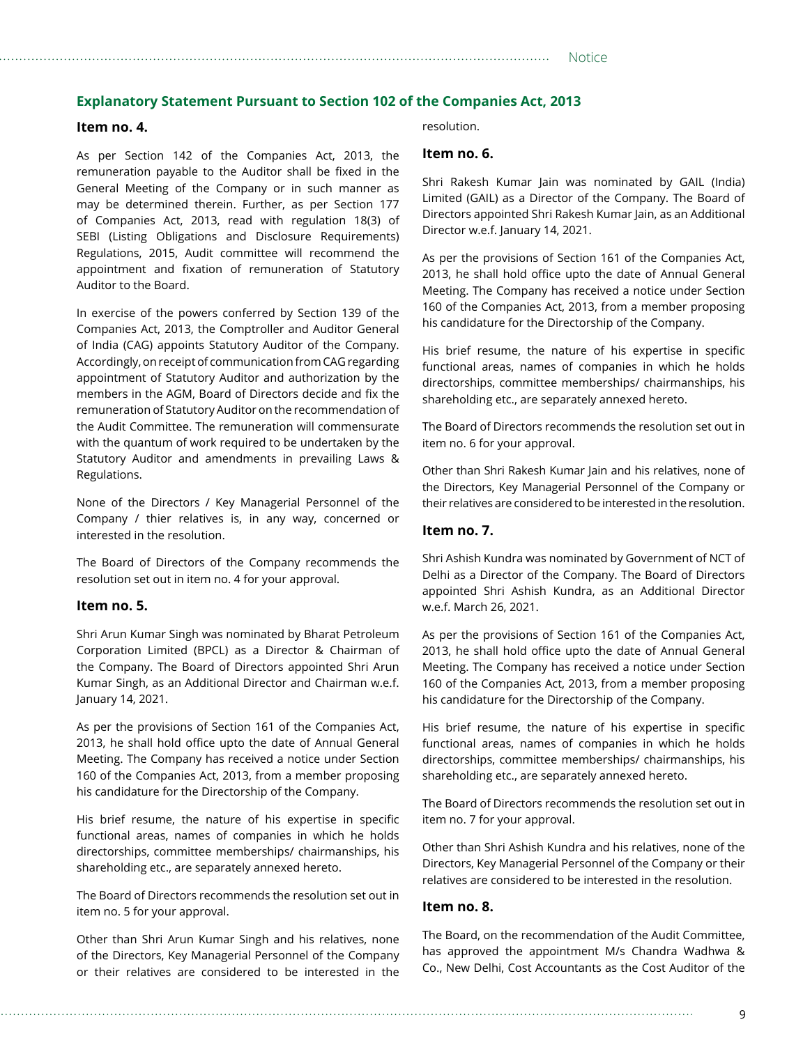## Explanatory Statement Pursuant to Section 102 of the Companies Act, 2013

### Item no. 4.

As per Section 142 of the Companies Act, 2013, the remuneration payable to the Auditor shall be fixed in the General Meeting of the Company or in such manner as may be determined therein. Further, as per Section 177 of Companies Act, 2013, read with regulation 18(3) of SEBI (Listing Obligations and Disclosure Requirements) Regulations, 2015, Audit committee will recommend the appointment and fixation of remuneration of Statutory Auditor to the Board.

In exercise of the powers conferred by Section 139 of the Companies Act, 2013, the Comptroller and Auditor General of India (CAG) appoints Statutory Auditor of the Company. Accordingly, on receipt of communication from CAG regarding appointment of Statutory Auditor and authorization by the members in the AGM, Board of Directors decide and fix the remuneration of Statutory Auditor on the recommendation of the Audit Committee. The remuneration will commensurate with the quantum of work required to be undertaken by the Statutory Auditor and amendments in prevailing Laws & Regulations.

None of the Directors / Key Managerial Personnel of the Company / thier relatives is, in any way, concerned or interested in the resolution.

The Board of Directors of the Company recommends the resolution set out in item no. 4 for your approval.

### Item no. 5.

Shri Arun Kumar Singh was nominated by Bharat Petroleum Corporation Limited (BPCL) as a Director & Chairman of the Company. The Board of Directors appointed Shri Arun Kumar Singh, as an Additional Director and Chairman w.e.f. January 14, 2021.

As per the provisions of Section 161 of the Companies Act, 2013, he shall hold office upto the date of Annual General Meeting. The Company has received a notice under Section 160 of the Companies Act, 2013, from a member proposing his candidature for the Directorship of the Company.

His brief resume, the nature of his expertise in specific functional areas, names of companies in which he holds directorships, committee memberships/ chairmanships, his shareholding etc., are separately annexed hereto.

The Board of Directors recommends the resolution set out in item no. 5 for your approval.

Other than Shri Arun Kumar Singh and his relatives, none of the Directors, Key Managerial Personnel of the Company or their relatives are considered to be interested in the resolution.

### Item no. 6.

Shri Rakesh Kumar Jain was nominated by GAIL (India) Limited (GAIL) as a Director of the Company. The Board of Directors appointed Shri Rakesh Kumar Jain, as an Additional Director w.e.f. January 14, 2021.

As per the provisions of Section 161 of the Companies Act, 2013, he shall hold office upto the date of Annual General Meeting. The Company has received a notice under Section 160 of the Companies Act, 2013, from a member proposing his candidature for the Directorship of the Company.

His brief resume, the nature of his expertise in specific functional areas, names of companies in which he holds directorships, committee memberships/ chairmanships, his shareholding etc., are separately annexed hereto.

The Board of Directors recommends the resolution set out in item no. 6 for your approval.

Other than Shri Rakesh Kumar Jain and his relatives, none of the Directors, Key Managerial Personnel of the Company or their relatives are considered to be interested in the resolution.

### Item no. 7.

Shri Ashish Kundra was nominated by Government of NCT of Delhi as a Director of the Company. The Board of Directors appointed Shri Ashish Kundra, as an Additional Director w.e.f. March 26, 2021.

As per the provisions of Section 161 of the Companies Act, 2013, he shall hold office upto the date of Annual General Meeting. The Company has received a notice under Section 160 of the Companies Act, 2013, from a member proposing his candidature for the Directorship of the Company.

His brief resume, the nature of his expertise in specific functional areas, names of companies in which he holds directorships, committee memberships/ chairmanships, his shareholding etc., are separately annexed hereto.

The Board of Directors recommends the resolution set out in item no. 7 for your approval.

Other than Shri Ashish Kundra and his relatives, none of the Directors, Key Managerial Personnel of the Company or their relatives are considered to be interested in the resolution.

### Item no. 8.

The Board, on the recommendation of the Audit Committee, has approved the appointment M/s Chandra Wadhwa & Co., New Delhi, Cost Accountants as the Cost Auditor of the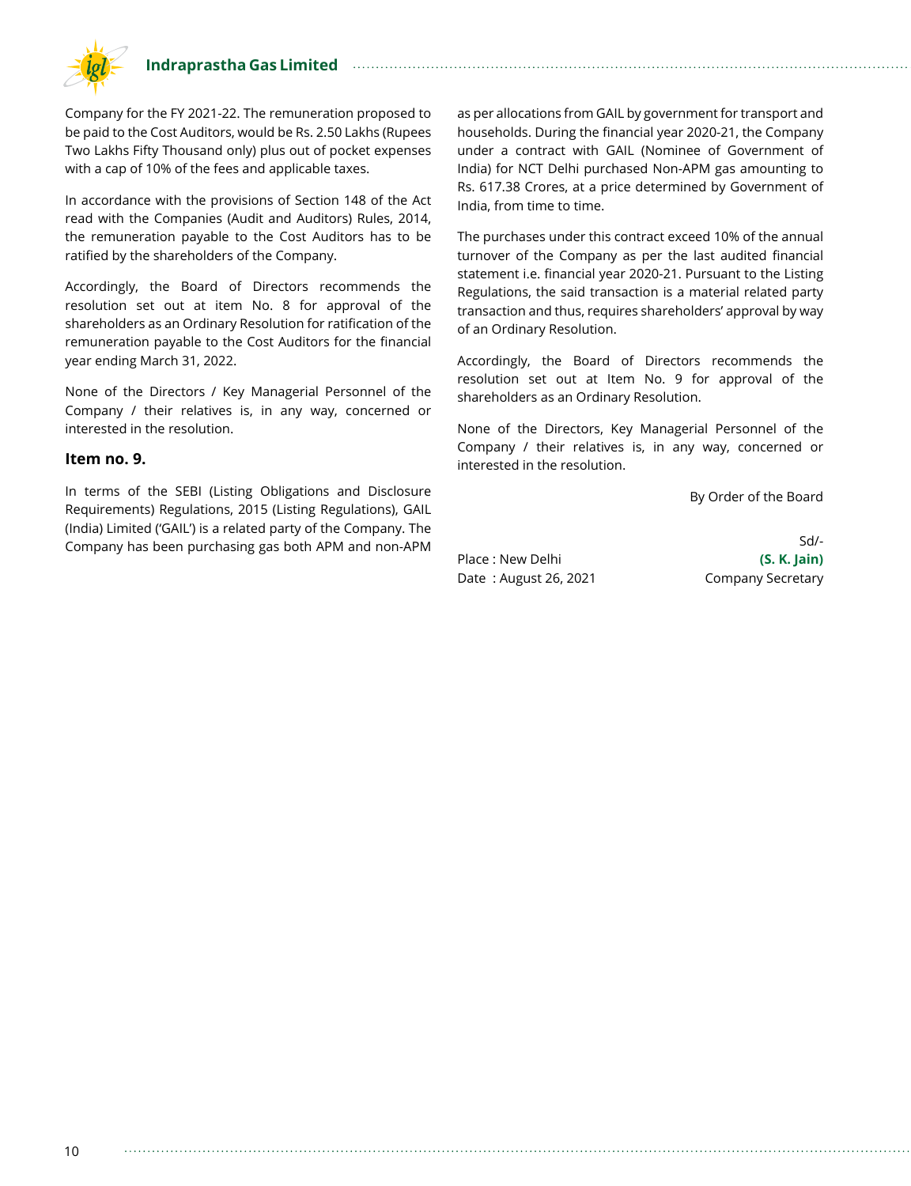Company for the FY 2021-22. The remuneration proposed to be paid to the Cost Auditors, would be Rs. 2.50 Lakhs (Rupees Two Lakhs Fifty Thousand only) plus out of pocket expenses with a cap of 10% of the fees and applicable taxes.

In accordance with the provisions of Section 148 of the Act read with the Companies (Audit and Auditors) Rules, 2014, the remuneration payable to the Cost Auditors has to be ratified by the shareholders of the Company.

Accordingly, the Board of Directors recommends the resolution set out at item No. 8 for approval of the shareholders as an Ordinary Resolution for ratification of the remuneration payable to the Cost Auditors for the financial year ending March 31, 2022.

None of the Directors / Key Managerial Personnel of the Company / their relatives is, in any way, concerned or interested in the resolution.

### Item no. 9.

In terms of the SEBI (Listing Obligations and Disclosure Requirements) Regulations, 2015 (Listing Regulations), GAIL (India) Limited ('GAIL') is a related party of the Company. The Company has been purchasing gas both APM and non-APM as per allocations from GAIL by government for transport and households. During the financial year 2020-21, the Company under a contract with GAIL (Nominee of Government of India) for NCT Delhi purchased Non-APM gas amounting to Rs. 617.38 Crores, at a price determined by Government of India, from time to time.

The purchases under this contract exceed 10% of the annual turnover of the Company as per the last audited financial statement i.e. financial year 2020-21. Pursuant to the Listing Regulations, the said transaction is a material related party transaction and thus, requires shareholders' approval by way of an Ordinary Resolution.

Accordingly, the Board of Directors recommends the resolution set out at Item No. 9 for approval of the shareholders as an Ordinary Resolution.

None of the Directors, Key Managerial Personnel of the Company / their relatives is, in any way, concerned or interested in the resolution.

By Order of the Board

Sd/-

**(S. K. Jain)**

Company Secretary

Place : New Delhi

Date : August 26, 2021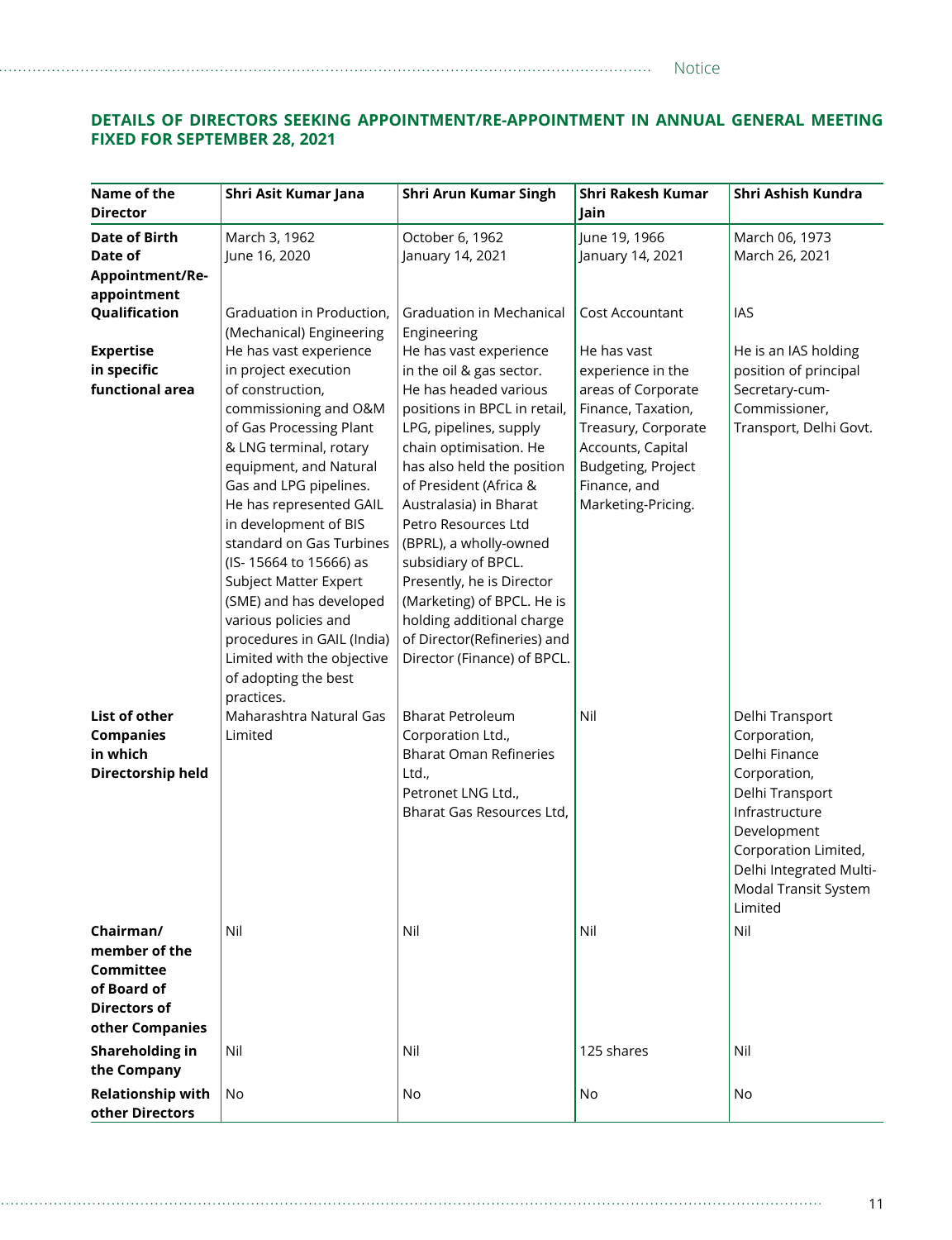## DETAILS OF DIRECTORS SEEKING APPOINTMENT/RE-APPOINTMENT IN ANNUAL GENERAL MEETING FIXED FOR SEPTEMBER 28, 2021

| Name of the Director | Shri Asit Kumar Jana | Shri Arun Kumar Singh | Shri Rakesh Kumar Jain | Shri Ashish Kundra |
|---|---|---|---|---|
| Date of Birth | March 3, 1962 | October 6, 1962 | June 19, 1966 | March 06, 1973 |
| Date of Appointment/Re-appointment | June 16, 2020 | January 14, 2021 | January 14, 2021 | March 26, 2021 |
| Qualification | Graduation in Production, (Mechanical) Engineering | Graduation in Mechanical Engineering | Cost Accountant | IAS |
| Expertise in specific functional area | He has vast experience in project execution of construction, commissioning and O&M of Gas Processing Plant & LNG terminal, rotary equipment, and Natural Gas and LPG pipelines. He has represented GAIL in development of BIS standard on Gas Turbines (IS- 15664 to 15666) as Subject Matter Expert (SME) and has developed various policies and procedures in GAIL (India) Limited with the objective of adopting the best practices. | He has vast experience in the oil & gas sector. He has headed various positions in BPCL in retail, LPG, pipelines, supply chain optimisation. He has also held the position of President (Africa & Australasia) in Bharat Petro Resources Ltd (BPRL), a wholly-owned subsidiary of BPCL. Presently, he is Director (Marketing) of BPCL. He is holding additional charge of Director(Refineries) and Director (Finance) of BPCL. | He has vast experience in the areas of Corporate Finance, Taxation, Treasury, Corporate Accounts, Capital Budgeting, Project Finance, and Marketing-Pricing. | He is an IAS holding position of principal Secretary-cum-Commissioner, Transport, Delhi Govt. |
| List of other Companies in which Directorship held | Maharashtra Natural Gas Limited | Bharat Petroleum Corporation Ltd., Bharat Oman Refineries Ltd., Petronet LNG Ltd., Bharat Gas Resources Ltd, | Nil | Delhi Transport Corporation, Delhi Finance Corporation, Delhi Transport Infrastructure Development Corporation Limited, Delhi Integrated Multi-Modal Transit System Limited |
| Chairman/ member of the Committee of Board of Directors of other Companies | Nil | Nil | Nil | Nil |
| Shareholding in the Company | Nil | Nil | 125 shares | Nil |
| Relationship with other Directors | No | No | No | No |